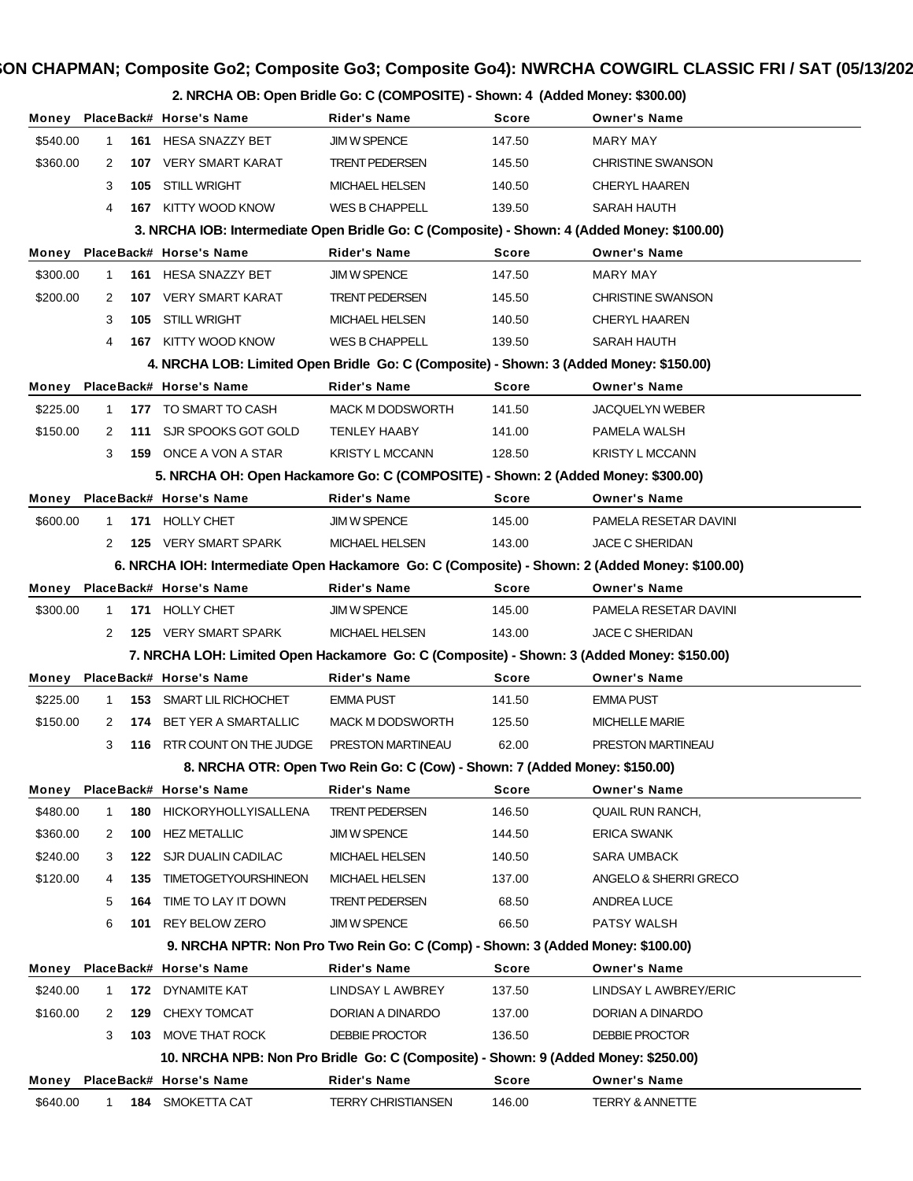# SON CHAPMAN; Composite Go2; Composite Go3; Composite Go4): NWRCHA COWGIRL CLASSIC FRI / SAT (05/13/202

## 2. NRCHA OB: Open Bridle Go: C (COMPOSITE) - Shown: 4 (Added Money: $300.00)

| Money | Place | Back# | Horse's Name | Rider's Name | Score | Owner's Name |
|---|---|---|---|---|---|---|
| $540.00 | 1 | 161 | HESA SNAZZY BET | JIM W SPENCE | 147.50 | MARY MAY |
| $360.00 | 2 | 107 | VERY SMART KARAT | TRENT PEDERSEN | 145.50 | CHRISTINE SWANSON |
| | 3 | 105 | STILL WRIGHT | MICHAEL HELSEN | 140.50 | CHERYL HAAREN |
| | 4 | 167 | KITTY WOOD KNOW | WES B CHAPPELL | 139.50 | SARAH HAUTH |

## 3. NRCHA IOB: Intermediate Open Bridle Go: C (Composite) - Shown: 4 (Added Money: $100.00)

| Money | Place | Back# | Horse's Name | Rider's Name | Score | Owner's Name |
|---|---|---|---|---|---|---|
| $300.00 | 1 | 161 | HESA SNAZZY BET | JIM W SPENCE | 147.50 | MARY MAY |
| $200.00 | 2 | 107 | VERY SMART KARAT | TRENT PEDERSEN | 145.50 | CHRISTINE SWANSON |
| | 3 | 105 | STILL WRIGHT | MICHAEL HELSEN | 140.50 | CHERYL HAAREN |
| | 4 | 167 | KITTY WOOD KNOW | WES B CHAPPELL | 139.50 | SARAH HAUTH |

## 4. NRCHA LOB: Limited Open Bridle Go: C (Composite) - Shown: 3 (Added Money: $150.00)

| Money | Place | Back# | Horse's Name | Rider's Name | Score | Owner's Name |
|---|---|---|---|---|---|---|
| $225.00 | 1 | 177 | TO SMART TO CASH | MACK M DODSWORTH | 141.50 | JACQUELYN WEBER |
| $150.00 | 2 | 111 | SJR SPOOKS GOT GOLD | TENLEY HAABY | 141.00 | PAMELA WALSH |
| | 3 | 159 | ONCE A VON A STAR | KRISTY L MCCANN | 128.50 | KRISTY L MCCANN |

## 5. NRCHA OH: Open Hackamore Go: C (COMPOSITE) - Shown: 2 (Added Money: $300.00)

| Money | Place | Back# | Horse's Name | Rider's Name | Score | Owner's Name |
|---|---|---|---|---|---|---|
| $600.00 | 1 | 171 | HOLLY CHET | JIM W SPENCE | 145.00 | PAMELA RESETAR DAVINI |
| | 2 | 125 | VERY SMART SPARK | MICHAEL HELSEN | 143.00 | JACE C SHERIDAN |

## 6. NRCHA IOH: Intermediate Open Hackamore Go: C (Composite) - Shown: 2 (Added Money: $100.00)

| Money | Place | Back# | Horse's Name | Rider's Name | Score | Owner's Name |
|---|---|---|---|---|---|---|
| $300.00 | 1 | 171 | HOLLY CHET | JIM W SPENCE | 145.00 | PAMELA RESETAR DAVINI |
| | 2 | 125 | VERY SMART SPARK | MICHAEL HELSEN | 143.00 | JACE C SHERIDAN |

## 7. NRCHA LOH: Limited Open Hackamore Go: C (Composite) - Shown: 3 (Added Money: $150.00)

| Money | Place | Back# | Horse's Name | Rider's Name | Score | Owner's Name |
|---|---|---|---|---|---|---|
| $225.00 | 1 | 153 | SMART LIL RICHOCHET | EMMA PUST | 141.50 | EMMA PUST |
| $150.00 | 2 | 174 | BET YER A SMARTALLIC | MACK M DODSWORTH | 125.50 | MICHELLE MARIE |
| | 3 | 116 | RTR COUNT ON THE JUDGE | PRESTON MARTINEAU | 62.00 | PRESTON MARTINEAU |

## 8. NRCHA OTR: Open Two Rein Go: C (Cow) - Shown: 7 (Added Money: $150.00)

| Money | Place | Back# | Horse's Name | Rider's Name | Score | Owner's Name |
|---|---|---|---|---|---|---|
| $480.00 | 1 | 180 | HICKORYHOLLYISALLENA | TRENT PEDERSEN | 146.50 | QUAIL RUN RANCH, |
| $360.00 | 2 | 100 | HEZ METALLIC | JIM W SPENCE | 144.50 | ERICA SWANK |
| $240.00 | 3 | 122 | SJR DUALIN CADILAC | MICHAEL HELSEN | 140.50 | SARA UMBACK |
| $120.00 | 4 | 135 | TIMETOGETYOURSHINEON | MICHAEL HELSEN | 137.00 | ANGELO & SHERRI GRECO |
| | 5 | 164 | TIME TO LAY IT DOWN | TRENT PEDERSEN | 68.50 | ANDREA LUCE |
| | 6 | 101 | REY BELOW ZERO | JIM W SPENCE | 66.50 | PATSY WALSH |

## 9. NRCHA NPTR: Non Pro Two Rein Go: C (Comp) - Shown: 3 (Added Money: $100.00)

| Money | Place | Back# | Horse's Name | Rider's Name | Score | Owner's Name |
|---|---|---|---|---|---|---|
| $240.00 | 1 | 172 | DYNAMITE KAT | LINDSAY L AWBREY | 137.50 | LINDSAY L AWBREY/ERIC |
| $160.00 | 2 | 129 | CHEXY TOMCAT | DORIAN A DINARDO | 137.00 | DORIAN A DINARDO |
| | 3 | 103 | MOVE THAT ROCK | DEBBIE PROCTOR | 136.50 | DEBBIE PROCTOR |

## 10. NRCHA NPB: Non Pro Bridle Go: C (Composite) - Shown: 9 (Added Money: $250.00)

| Money | Place | Back# | Horse's Name | Rider's Name | Score | Owner's Name |
|---|---|---|---|---|---|---|
| $640.00 | 1 | 184 | SMOKETTA CAT | TERRY CHRISTIANSEN | 146.00 | TERRY & ANNETTE |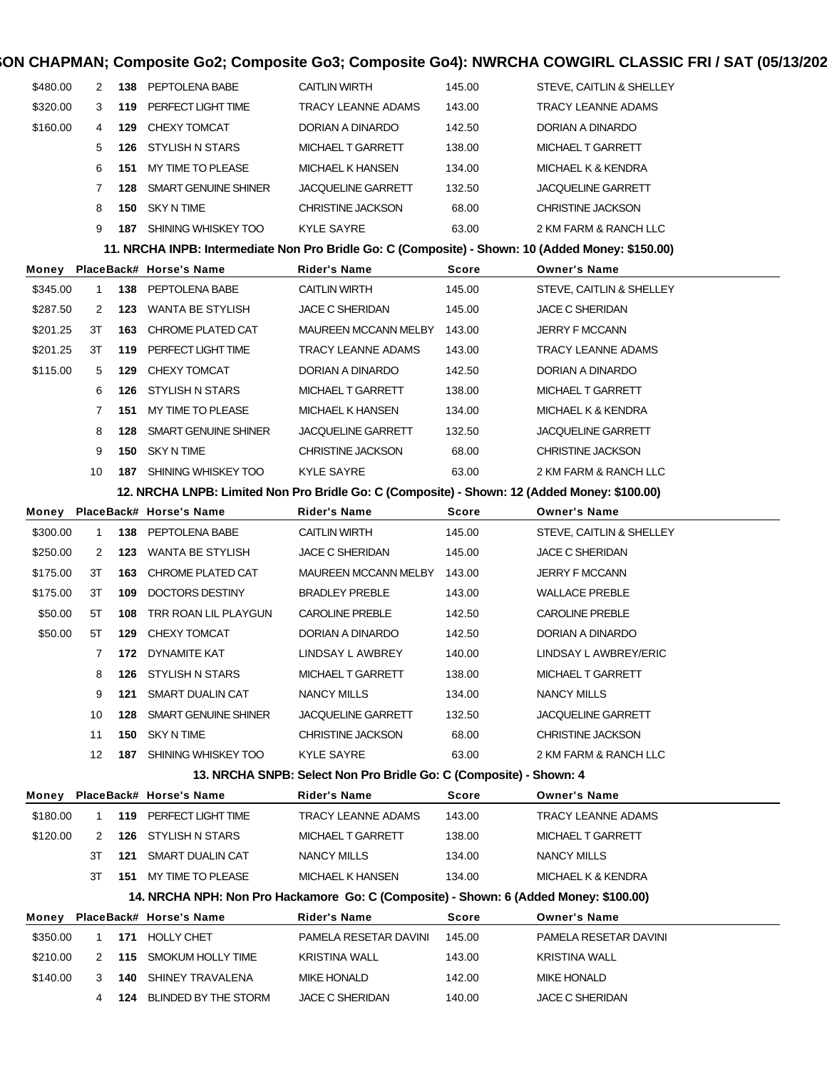| Money | Place | Back# | Horse's Name | Rider's Name | Score | Owner's Name |
|---|---|---|---|---|---|---|
| $480.00 | 2 | **138** | PEPTOLENA BABE | CAITLIN WIRTH | 145.00 | STEVE, CAITLIN & SHELLEY |
| $320.00 | 3 | **119** | PERFECT LIGHT TIME | TRACY LEANNE ADAMS | 143.00 | TRACY LEANNE ADAMS |
| $160.00 | 4 | **129** | CHEXY TOMCAT | DORIAN A DINARDO | 142.50 | DORIAN A DINARDO |
| | 5 | **126** | STYLISH N STARS | MICHAEL T GARRETT | 138.00 | MICHAEL T GARRETT |
| | 6 | **151** | MY TIME TO PLEASE | MICHAEL K HANSEN | 134.00 | MICHAEL K & KENDRA |
| | 7 | **128** | SMART GENUINE SHINER | JACQUELINE GARRETT | 132.50 | JACQUELINE GARRETT |
| | 8 | **150** | SKY N TIME | CHRISTINE JACKSON | 68.00 | CHRISTINE JACKSON |
| | 9 | **187** | SHINING WHISKEY TOO | KYLE SAYRE | 63.00 | 2 KM FARM & RANCH LLC |

### 11. NRCHA INPB: Intermediate Non Pro Bridle Go: C (Composite) - Shown: 10 (Added Money: $150.00)

| Money | Place | Back# | Horse's Name | Rider's Name | Score | Owner's Name |
|---|---|---|---|---|---|---|
| $345.00 | 1 | **138** | PEPTOLENA BABE | CAITLIN WIRTH | 145.00 | STEVE, CAITLIN & SHELLEY |
| $287.50 | 2 | **123** | WANTA BE STYLISH | JACE C SHERIDAN | 145.00 | JACE C SHERIDAN |
| $201.25 | 3T | **163** | CHROME PLATED CAT | MAUREEN MCCANN MELBY | 143.00 | JERRY F MCCANN |
| $201.25 | 3T | **119** | PERFECT LIGHT TIME | TRACY LEANNE ADAMS | 143.00 | TRACY LEANNE ADAMS |
| $115.00 | 5 | **129** | CHEXY TOMCAT | DORIAN A DINARDO | 142.50 | DORIAN A DINARDO |
| | 6 | **126** | STYLISH N STARS | MICHAEL T GARRETT | 138.00 | MICHAEL T GARRETT |
| | 7 | **151** | MY TIME TO PLEASE | MICHAEL K HANSEN | 134.00 | MICHAEL K & KENDRA |
| | 8 | **128** | SMART GENUINE SHINER | JACQUELINE GARRETT | 132.50 | JACQUELINE GARRETT |
| | 9 | **150** | SKY N TIME | CHRISTINE JACKSON | 68.00 | CHRISTINE JACKSON |
| | 10 | **187** | SHINING WHISKEY TOO | KYLE SAYRE | 63.00 | 2 KM FARM & RANCH LLC |

### 12. NRCHA LNPB: Limited Non Pro Bridle Go: C (Composite) - Shown: 12 (Added Money: $100.00)

| Money | Place | Back# | Horse's Name | Rider's Name | Score | Owner's Name |
|---|---|---|---|---|---|---|
| $300.00 | 1 | **138** | PEPTOLENA BABE | CAITLIN WIRTH | 145.00 | STEVE, CAITLIN & SHELLEY |
| $250.00 | 2 | **123** | WANTA BE STYLISH | JACE C SHERIDAN | 145.00 | JACE C SHERIDAN |
| $175.00 | 3T | **163** | CHROME PLATED CAT | MAUREEN MCCANN MELBY | 143.00 | JERRY F MCCANN |
| $175.00 | 3T | **109** | DOCTORS DESTINY | BRADLEY PREBLE | 143.00 | WALLACE PREBLE |
| $50.00 | 5T | **108** | TRR ROAN LIL PLAYGUN | CAROLINE PREBLE | 142.50 | CAROLINE PREBLE |
| $50.00 | 5T | **129** | CHEXY TOMCAT | DORIAN A DINARDO | 142.50 | DORIAN A DINARDO |
| | 7 | **172** | DYNAMITE KAT | LINDSAY L AWBREY | 140.00 | LINDSAY L AWBREY/ERIC |
| | 8 | **126** | STYLISH N STARS | MICHAEL T GARRETT | 138.00 | MICHAEL T GARRETT |
| | 9 | **121** | SMART DUALIN CAT | NANCY MILLS | 134.00 | NANCY MILLS |
| | 10 | **128** | SMART GENUINE SHINER | JACQUELINE GARRETT | 132.50 | JACQUELINE GARRETT |
| | 11 | **150** | SKY N TIME | CHRISTINE JACKSON | 68.00 | CHRISTINE JACKSON |
| | 12 | **187** | SHINING WHISKEY TOO | KYLE SAYRE | 63.00 | 2 KM FARM & RANCH LLC |

### 13. NRCHA SNPB: Select Non Pro Bridle Go: C (Composite) - Shown: 4

| Money | Place | Back# | Horse's Name | Rider's Name | Score | Owner's Name |
|---|---|---|---|---|---|---|
| $180.00 | 1 | **119** | PERFECT LIGHT TIME | TRACY LEANNE ADAMS | 143.00 | TRACY LEANNE ADAMS |
| $120.00 | 2 | **126** | STYLISH N STARS | MICHAEL T GARRETT | 138.00 | MICHAEL T GARRETT |
| | 3T | **121** | SMART DUALIN CAT | NANCY MILLS | 134.00 | NANCY MILLS |
| | 3T | **151** | MY TIME TO PLEASE | MICHAEL K HANSEN | 134.00 | MICHAEL K & KENDRA |

### 14. NRCHA NPH: Non Pro Hackamore Go: C (Composite) - Shown: 6 (Added Money: $100.00)

| Money | Place | Back# | Horse's Name | Rider's Name | Score | Owner's Name |
|---|---|---|---|---|---|---|
| $350.00 | 1 | **171** | HOLLY CHET | PAMELA RESETAR DAVINI | 145.00 | PAMELA RESETAR DAVINI |
| $210.00 | 2 | **115** | SMOKUM HOLLY TIME | KRISTINA WALL | 143.00 | KRISTINA WALL |
| $140.00 | 3 | **140** | SHINEY TRAVALENA | MIKE HONALD | 142.00 | MIKE HONALD |
| | 4 | **124** | BLINDED BY THE STORM | JACE C SHERIDAN | 140.00 | JACE C SHERIDAN |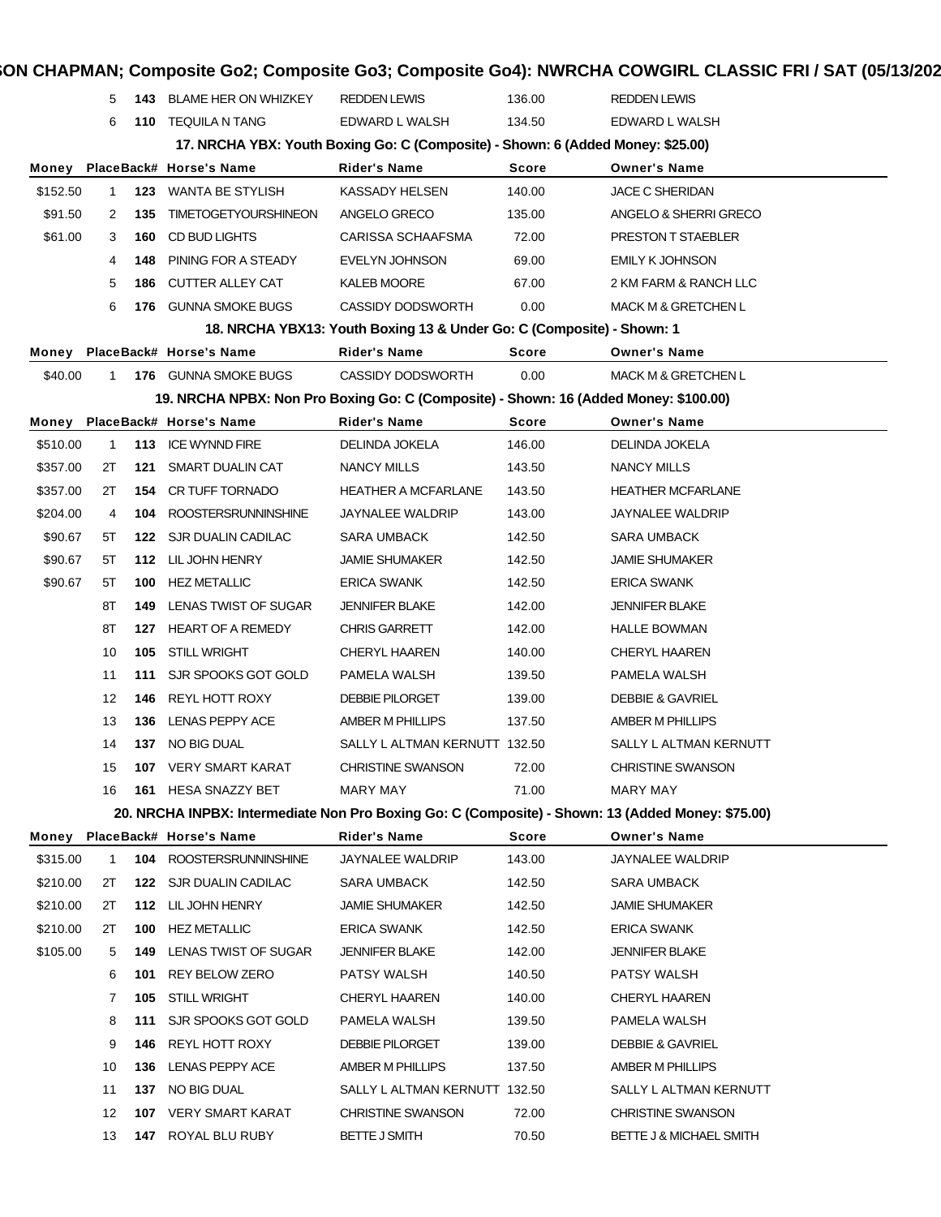| Money | Place | Back# | Horse's Name | Rider's Name | Score | Owner's Name |
|---|---|---|---|---|---|---|
| | 5 | 143 | BLAME HER ON WHIZKEY | REDDEN LEWIS | 136.00 | REDDEN LEWIS |
| | 6 | 110 | TEQUILA N TANG | EDWARD L WALSH | 134.50 | EDWARD L WALSH |

### 17. NRCHA YBX: Youth Boxing Go: C (Composite) - Shown: 6 (Added Money: $25.00)

| Money | Place | Back# | Horse's Name | Rider's Name | Score | Owner's Name |
|---|---|---|---|---|---|---|
| $152.50 | 1 | 123 | WANTA BE STYLISH | KASSADY HELSEN | 140.00 | JACE C SHERIDAN |
| $91.50 | 2 | 135 | TIMETOGETYOURSHINEON | ANGELO GRECO | 135.00 | ANGELO & SHERRI GRECO |
| $61.00 | 3 | 160 | CD BUD LIGHTS | CARISSA SCHAAFSMA | 72.00 | PRESTON T STAEBLER |
| | 4 | 148 | PINING FOR A STEADY | EVELYN JOHNSON | 69.00 | EMILY K JOHNSON |
| | 5 | 186 | CUTTER ALLEY CAT | KALEB MOORE | 67.00 | 2 KM FARM & RANCH LLC |
| | 6 | 176 | GUNNA SMOKE BUGS | CASSIDY DODSWORTH | 0.00 | MACK M & GRETCHEN L |

### 18. NRCHA YBX13: Youth Boxing 13 & Under Go: C (Composite) - Shown: 1

| Money | Place | Back# | Horse's Name | Rider's Name | Score | Owner's Name |
|---|---|---|---|---|---|---|
| $40.00 | 1 | 176 | GUNNA SMOKE BUGS | CASSIDY DODSWORTH | 0.00 | MACK M & GRETCHEN L |

### 19. NRCHA NPBX: Non Pro Boxing Go: C (Composite) - Shown: 16 (Added Money: $100.00)

| Money | Place | Back# | Horse's Name | Rider's Name | Score | Owner's Name |
|---|---|---|---|---|---|---|
| $510.00 | 1 | 113 | ICE WYNND FIRE | DELINDA JOKELA | 146.00 | DELINDA JOKELA |
| $357.00 | 2T | 121 | SMART DUALIN CAT | NANCY MILLS | 143.50 | NANCY MILLS |
| $357.00 | 2T | 154 | CR TUFF TORNADO | HEATHER A MCFARLANE | 143.50 | HEATHER MCFARLANE |
| $204.00 | 4 | 104 | ROOSTERSRUNNINSHINE | JAYNALEE WALDRIP | 143.00 | JAYNALEE WALDRIP |
| $90.67 | 5T | 122 | SJR DUALIN CADILAC | SARA UMBACK | 142.50 | SARA UMBACK |
| $90.67 | 5T | 112 | LIL JOHN HENRY | JAMIE SHUMAKER | 142.50 | JAMIE SHUMAKER |
| $90.67 | 5T | 100 | HEZ METALLIC | ERICA SWANK | 142.50 | ERICA SWANK |
| | 8T | 149 | LENAS TWIST OF SUGAR | JENNIFER BLAKE | 142.00 | JENNIFER BLAKE |
| | 8T | 127 | HEART OF A REMEDY | CHRIS GARRETT | 142.00 | HALLE BOWMAN |
| | 10 | 105 | STILL WRIGHT | CHERYL HAAREN | 140.00 | CHERYL HAAREN |
| | 11 | 111 | SJR SPOOKS GOT GOLD | PAMELA WALSH | 139.50 | PAMELA WALSH |
| | 12 | 146 | REYL HOTT ROXY | DEBBIE PILORGET | 139.00 | DEBBIE & GAVRIEL |
| | 13 | 136 | LENAS PEPPY ACE | AMBER M PHILLIPS | 137.50 | AMBER M PHILLIPS |
| | 14 | 137 | NO BIG DUAL | SALLY L ALTMAN KERNUTT | 132.50 | SALLY L ALTMAN KERNUTT |
| | 15 | 107 | VERY SMART KARAT | CHRISTINE SWANSON | 72.00 | CHRISTINE SWANSON |
| | 16 | 161 | HESA SNAZZY BET | MARY MAY | 71.00 | MARY MAY |

### 20. NRCHA INPBX: Intermediate Non Pro Boxing Go: C (Composite) - Shown: 13 (Added Money: $75.00)

| Money | Place | Back# | Horse's Name | Rider's Name | Score | Owner's Name |
|---|---|---|---|---|---|---|
| $315.00 | 1 | 104 | ROOSTERSRUNNINSHINE | JAYNALEE WALDRIP | 143.00 | JAYNALEE WALDRIP |
| $210.00 | 2T | 122 | SJR DUALIN CADILAC | SARA UMBACK | 142.50 | SARA UMBACK |
| $210.00 | 2T | 112 | LIL JOHN HENRY | JAMIE SHUMAKER | 142.50 | JAMIE SHUMAKER |
| $210.00 | 2T | 100 | HEZ METALLIC | ERICA SWANK | 142.50 | ERICA SWANK |
| $105.00 | 5 | 149 | LENAS TWIST OF SUGAR | JENNIFER BLAKE | 142.00 | JENNIFER BLAKE |
| | 6 | 101 | REY BELOW ZERO | PATSY WALSH | 140.50 | PATSY WALSH |
| | 7 | 105 | STILL WRIGHT | CHERYL HAAREN | 140.00 | CHERYL HAAREN |
| | 8 | 111 | SJR SPOOKS GOT GOLD | PAMELA WALSH | 139.50 | PAMELA WALSH |
| | 9 | 146 | REYL HOTT ROXY | DEBBIE PILORGET | 139.00 | DEBBIE & GAVRIEL |
| | 10 | 136 | LENAS PEPPY ACE | AMBER M PHILLIPS | 137.50 | AMBER M PHILLIPS |
| | 11 | 137 | NO BIG DUAL | SALLY L ALTMAN KERNUTT | 132.50 | SALLY L ALTMAN KERNUTT |
| | 12 | 107 | VERY SMART KARAT | CHRISTINE SWANSON | 72.00 | CHRISTINE SWANSON |
| | 13 | 147 | ROYAL BLU RUBY | BETTE J SMITH | 70.50 | BETTE J & MICHAEL SMITH |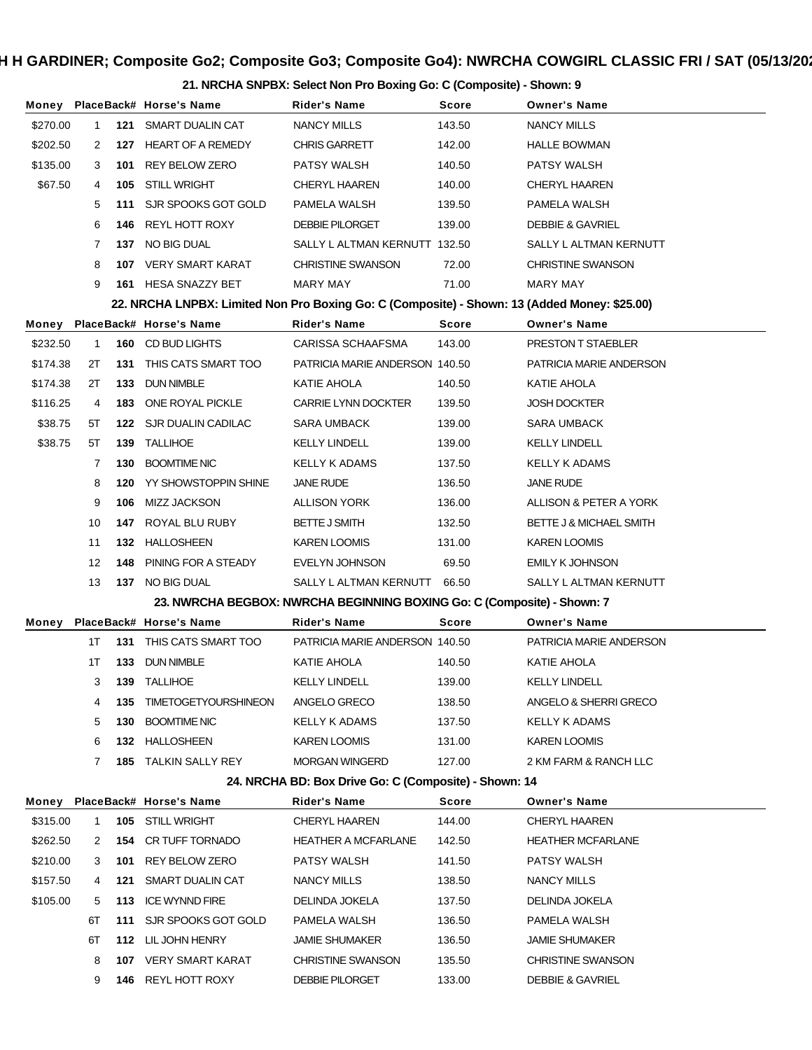# H H GARDINER; Composite Go2; Composite Go3; Composite Go4): NWRCHA COWGIRL CLASSIC FRI / SAT (05/13/202

## 21. NRCHA SNPBX: Select Non Pro Boxing Go: C (Composite) - Shown: 9

| Money | Place | Back# | Horse's Name | Rider's Name | Score | Owner's Name |
|---|---|---|---|---|---|---|
| $270.00 | 1 | 121 | SMART DUALIN CAT | NANCY MILLS | 143.50 | NANCY MILLS |
| $202.50 | 2 | 127 | HEART OF A REMEDY | CHRIS GARRETT | 142.00 | HALLE BOWMAN |
| $135.00 | 3 | 101 | REY BELOW ZERO | PATSY WALSH | 140.50 | PATSY WALSH |
| $67.50 | 4 | 105 | STILL WRIGHT | CHERYL HAAREN | 140.00 | CHERYL HAAREN |
| | 5 | 111 | SJR SPOOKS GOT GOLD | PAMELA WALSH | 139.50 | PAMELA WALSH |
| | 6 | 146 | REYL HOTT ROXY | DEBBIE PILORGET | 139.00 | DEBBIE & GAVRIEL |
| | 7 | 137 | NO BIG DUAL | SALLY L ALTMAN KERNUTT | 132.50 | SALLY L ALTMAN KERNUTT |
| | 8 | 107 | VERY SMART KARAT | CHRISTINE SWANSON | 72.00 | CHRISTINE SWANSON |
| | 9 | 161 | HESA SNAZZY BET | MARY MAY | 71.00 | MARY MAY |

## 22. NRCHA LNPBX: Limited Non Pro Boxing Go: C (Composite) - Shown: 13 (Added Money: $25.00)

| Money | Place | Back# | Horse's Name | Rider's Name | Score | Owner's Name |
|---|---|---|---|---|---|---|
| $232.50 | 1 | 160 | CD BUD LIGHTS | CARISSA SCHAAFSMA | 143.00 | PRESTON T STAEBLER |
| $174.38 | 2T | 131 | THIS CATS SMART TOO | PATRICIA MARIE ANDERSON | 140.50 | PATRICIA MARIE ANDERSON |
| $174.38 | 2T | 133 | DUN NIMBLE | KATIE AHOLA | 140.50 | KATIE AHOLA |
| $116.25 | 4 | 183 | ONE ROYAL PICKLE | CARRIE LYNN DOCKTER | 139.50 | JOSH DOCKTER |
| $38.75 | 5T | 122 | SJR DUALIN CADILAC | SARA UMBACK | 139.00 | SARA UMBACK |
| $38.75 | 5T | 139 | TALLIHOE | KELLY LINDELL | 139.00 | KELLY LINDELL |
| | 7 | 130 | BOOMTIME NIC | KELLY K ADAMS | 137.50 | KELLY K ADAMS |
| | 8 | 120 | YY SHOWSTOPPIN SHINE | JANE RUDE | 136.50 | JANE RUDE |
| | 9 | 106 | MIZZ JACKSON | ALLISON YORK | 136.00 | ALLISON & PETER A YORK |
| | 10 | 147 | ROYAL BLU RUBY | BETTE J SMITH | 132.50 | BETTE J & MICHAEL SMITH |
| | 11 | 132 | HALLOSHEEN | KAREN LOOMIS | 131.00 | KAREN LOOMIS |
| | 12 | 148 | PINING FOR A STEADY | EVELYN JOHNSON | 69.50 | EMILY K JOHNSON |
| | 13 | 137 | NO BIG DUAL | SALLY L ALTMAN KERNUTT | 66.50 | SALLY L ALTMAN KERNUTT |

## 23. NWRCHA BEGBOX: NWRCHA BEGINNING BOXING Go: C (Composite) - Shown: 7

| Money | Place | Back# | Horse's Name | Rider's Name | Score | Owner's Name |
|---|---|---|---|---|---|---|
| | 1T | 131 | THIS CATS SMART TOO | PATRICIA MARIE ANDERSON | 140.50 | PATRICIA MARIE ANDERSON |
| | 1T | 133 | DUN NIMBLE | KATIE AHOLA | 140.50 | KATIE AHOLA |
| | 3 | 139 | TALLIHOE | KELLY LINDELL | 139.00 | KELLY LINDELL |
| | 4 | 135 | TIMETOGETYOURSHINEON | ANGELO GRECO | 138.50 | ANGELO & SHERRI GRECO |
| | 5 | 130 | BOOMTIME NIC | KELLY K ADAMS | 137.50 | KELLY K ADAMS |
| | 6 | 132 | HALLOSHEEN | KAREN LOOMIS | 131.00 | KAREN LOOMIS |
| | 7 | 185 | TALKIN SALLY REY | MORGAN WINGERD | 127.00 | 2 KM FARM & RANCH LLC |

## 24. NRCHA BD: Box Drive Go: C (Composite) - Shown: 14

| Money | Place | Back# | Horse's Name | Rider's Name | Score | Owner's Name |
|---|---|---|---|---|---|---|
| $315.00 | 1 | 105 | STILL WRIGHT | CHERYL HAAREN | 144.00 | CHERYL HAAREN |
| $262.50 | 2 | 154 | CR TUFF TORNADO | HEATHER A MCFARLANE | 142.50 | HEATHER MCFARLANE |
| $210.00 | 3 | 101 | REY BELOW ZERO | PATSY WALSH | 141.50 | PATSY WALSH |
| $157.50 | 4 | 121 | SMART DUALIN CAT | NANCY MILLS | 138.50 | NANCY MILLS |
| $105.00 | 5 | 113 | ICE WYNND FIRE | DELINDA JOKELA | 137.50 | DELINDA JOKELA |
| | 6T | 111 | SJR SPOOKS GOT GOLD | PAMELA WALSH | 136.50 | PAMELA WALSH |
| | 6T | 112 | LIL JOHN HENRY | JAMIE SHUMAKER | 136.50 | JAMIE SHUMAKER |
| | 8 | 107 | VERY SMART KARAT | CHRISTINE SWANSON | 135.50 | CHRISTINE SWANSON |
| | 9 | 146 | REYL HOTT ROXY | DEBBIE PILORGET | 133.00 | DEBBIE & GAVRIEL |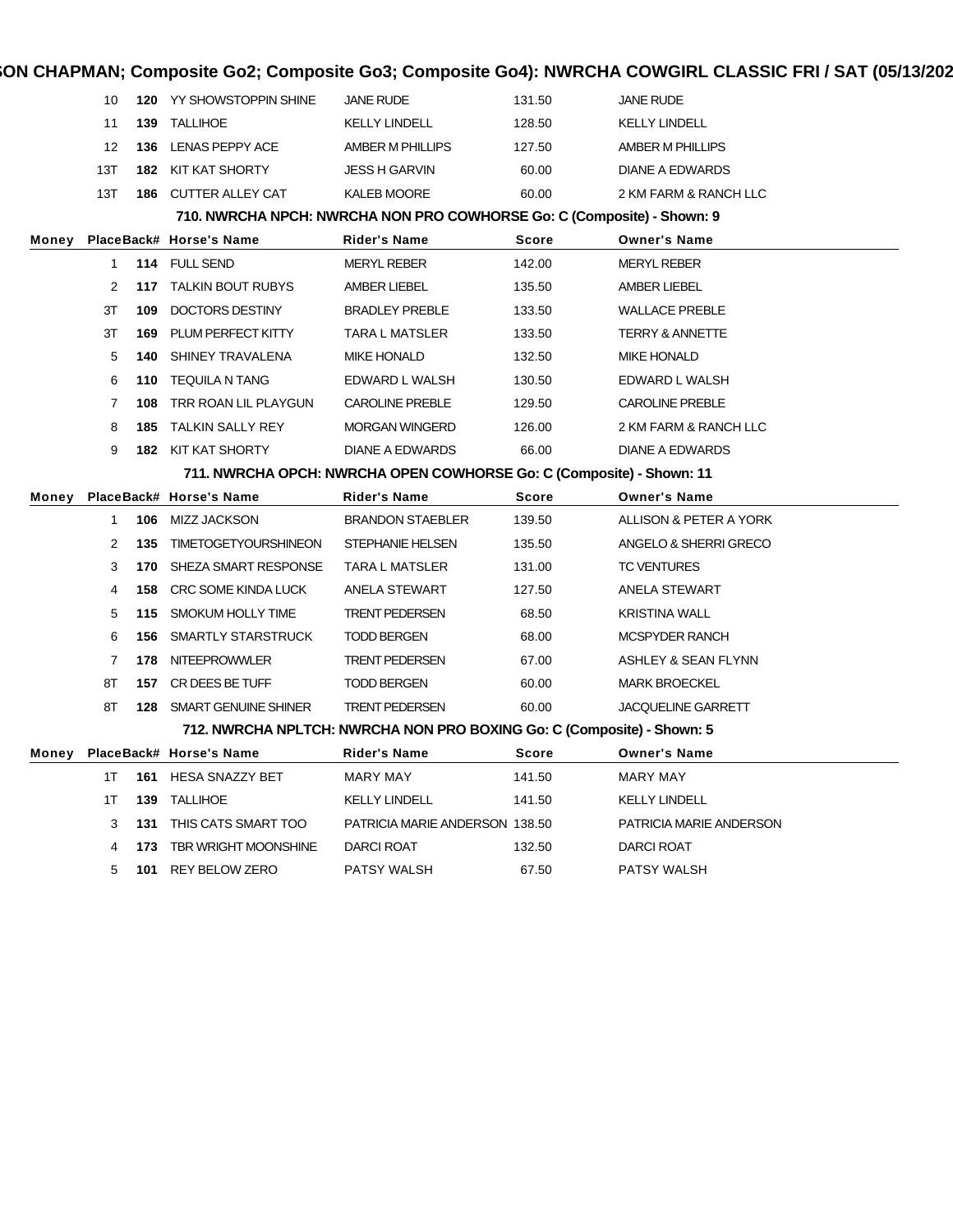# ...SON CHAPMAN; Composite Go2; Composite Go3; Composite Go4): NWRCHA COWGIRL CLASSIC FRI / SAT (05/13/202...

| Money | Place | Back# | Horse's Name | Rider's Name | Score | Owner's Name |
|---|---|---|---|---|---|---|
| | 10 | 120 | YY SHOWSTOPPIN SHINE | JANE RUDE | 131.50 | JANE RUDE |
| | 11 | 139 | TALLIHOE | KELLY LINDELL | 128.50 | KELLY LINDELL |
| | 12 | 136 | LENAS PEPPY ACE | AMBER M PHILLIPS | 127.50 | AMBER M PHILLIPS |
| | 13T | 182 | KIT KAT SHORTY | JESS H GARVIN | 60.00 | DIANE A EDWARDS |
| | 13T | 186 | CUTTER ALLEY CAT | KALEB MOORE | 60.00 | 2 KM FARM & RANCH LLC |

### 710. NWRCHA NPCH: NWRCHA NON PRO COWHORSE Go: C (Composite) - Shown: 9

| Money | Place | Back# | Horse's Name | Rider's Name | Score | Owner's Name |
|---|---|---|---|---|---|---|
| | 1 | 114 | FULL SEND | MERYL REBER | 142.00 | MERYL REBER |
| | 2 | 117 | TALKIN BOUT RUBYS | AMBER LIEBEL | 135.50 | AMBER LIEBEL |
| | 3T | 109 | DOCTORS DESTINY | BRADLEY PREBLE | 133.50 | WALLACE PREBLE |
| | 3T | 169 | PLUM PERFECT KITTY | TARA L MATSLER | 133.50 | TERRY & ANNETTE |
| | 5 | 140 | SHINEY TRAVALENA | MIKE HONALD | 132.50 | MIKE HONALD |
| | 6 | 110 | TEQUILA N TANG | EDWARD L WALSH | 130.50 | EDWARD L WALSH |
| | 7 | 108 | TRR ROAN LIL PLAYGUN | CAROLINE PREBLE | 129.50 | CAROLINE PREBLE |
| | 8 | 185 | TALKIN SALLY REY | MORGAN WINGERD | 126.00 | 2 KM FARM & RANCH LLC |
| | 9 | 182 | KIT KAT SHORTY | DIANE A EDWARDS | 66.00 | DIANE A EDWARDS |

### 711. NWRCHA OPCH: NWRCHA OPEN COWHORSE Go: C (Composite) - Shown: 11

| Money | Place | Back# | Horse's Name | Rider's Name | Score | Owner's Name |
|---|---|---|---|---|---|---|
| | 1 | 106 | MIZZ JACKSON | BRANDON STAEBLER | 139.50 | ALLISON & PETER A YORK |
| | 2 | 135 | TIMETOGETYOURSHINEON | STEPHANIE HELSEN | 135.50 | ANGELO & SHERRI GRECO |
| | 3 | 170 | SHEZA SMART RESPONSE | TARA L MATSLER | 131.00 | TC VENTURES |
| | 4 | 158 | CRC SOME KINDA LUCK | ANELA STEWART | 127.50 | ANELA STEWART |
| | 5 | 115 | SMOKUM HOLLY TIME | TRENT PEDERSEN | 68.50 | KRISTINA WALL |
| | 6 | 156 | SMARTLY STARSTRUCK | TODD BERGEN | 68.00 | MCSPYDER RANCH |
| | 7 | 178 | NITEEPROWWLER | TRENT PEDERSEN | 67.00 | ASHLEY & SEAN FLYNN |
| | 8T | 157 | CR DEES BE TUFF | TODD BERGEN | 60.00 | MARK BROECKEL |
| | 8T | 128 | SMART GENUINE SHINER | TRENT PEDERSEN | 60.00 | JACQUELINE GARRETT |

### 712. NWRCHA NPLTCH: NWRCHA NON PRO BOXING Go: C (Composite) - Shown: 5

| Money | Place | Back# | Horse's Name | Rider's Name | Score | Owner's Name |
|---|---|---|---|---|---|---|
| | 1T | 161 | HESA SNAZZY BET | MARY MAY | 141.50 | MARY MAY |
| | 1T | 139 | TALLIHOE | KELLY LINDELL | 141.50 | KELLY LINDELL |
| | 3 | 131 | THIS CATS SMART TOO | PATRICIA MARIE ANDERSON | 138.50 | PATRICIA MARIE ANDERSON |
| | 4 | 173 | TBR WRIGHT MOONSHINE | DARCI ROAT | 132.50 | DARCI ROAT |
| | 5 | 101 | REY BELOW ZERO | PATSY WALSH | 67.50 | PATSY WALSH |